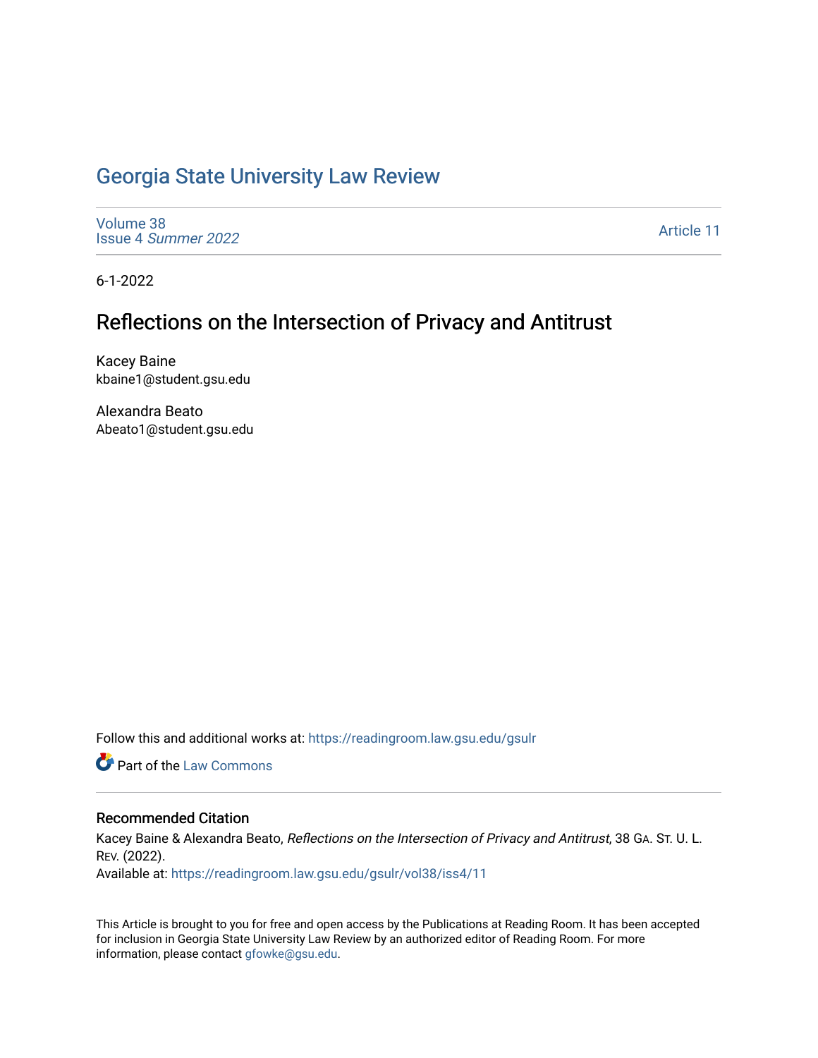# Georgia State University Law Review

Volume 38
Issue 4 *Summer 2022*

Article 11

6-1-2022

## Reflections on the Intersection of Privacy and Antitrust

Kacey Baine
kbaine1@student.gsu.edu

Alexandra Beato
Abeato1@student.gsu.edu

Follow this and additional works at: https://readingroom.law.gsu.edu/gsulr

Part of the Law Commons

### Recommended Citation

Kacey Baine & Alexandra Beato, *Reflections on the Intersection of Privacy and Antitrust*, 38 GA. ST. U. L. REV. (2022).
Available at: https://readingroom.law.gsu.edu/gsulr/vol38/iss4/11

This Article is brought to you for free and open access by the Publications at Reading Room. It has been accepted for inclusion in Georgia State University Law Review by an authorized editor of Reading Room. For more information, please contact gfowke@gsu.edu.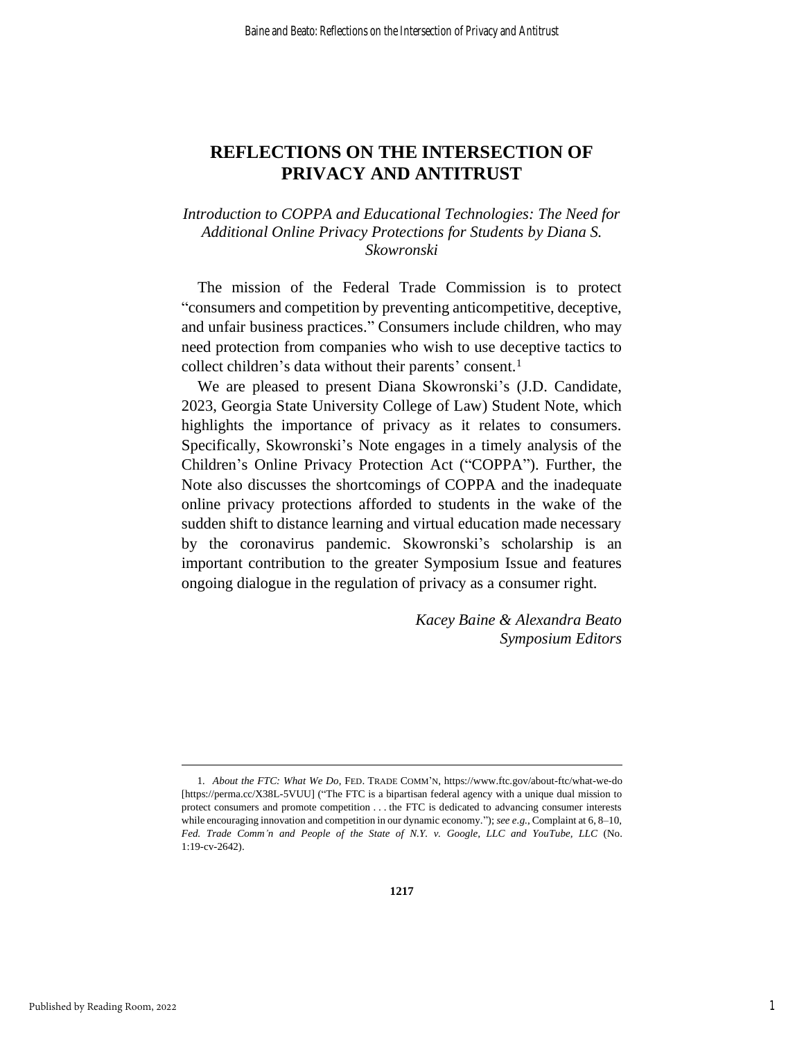# REFLECTIONS ON THE INTERSECTION OF PRIVACY AND ANTITRUST

*Introduction to COPPA and Educational Technologies: The Need for Additional Online Privacy Protections for Students by Diana S. Skowronski*

The mission of the Federal Trade Commission is to protect "consumers and competition by preventing anticompetitive, deceptive, and unfair business practices." Consumers include children, who may need protection from companies who wish to use deceptive tactics to collect children's data without their parents' consent.[1]

We are pleased to present Diana Skowronski's (J.D. Candidate, 2023, Georgia State University College of Law) Student Note, which highlights the importance of privacy as it relates to consumers. Specifically, Skowronski's Note engages in a timely analysis of the Children's Online Privacy Protection Act ("COPPA"). Further, the Note also discusses the shortcomings of COPPA and the inadequate online privacy protections afforded to students in the wake of the sudden shift to distance learning and virtual education made necessary by the coronavirus pandemic. Skowronski's scholarship is an important contribution to the greater Symposium Issue and features ongoing dialogue in the regulation of privacy as a consumer right.

*Kacey Baine & Alexandra Beato*
*Symposium Editors*

---

1. *About the FTC: What We Do*, FED. TRADE COMM'N, https://www.ftc.gov/about-ftc/what-we-do [https://perma.cc/X38L-5VUU] ("The FTC is a bipartisan federal agency with a unique dual mission to protect consumers and promote competition . . . the FTC is dedicated to advancing consumer interests while encouraging innovation and competition in our dynamic economy."); *see e.g.*, Complaint at 6, 8–10, *Fed. Trade Comm'n and People of the State of N.Y. v. Google, LLC and YouTube, LLC* (No. 1:19-cv-2642).